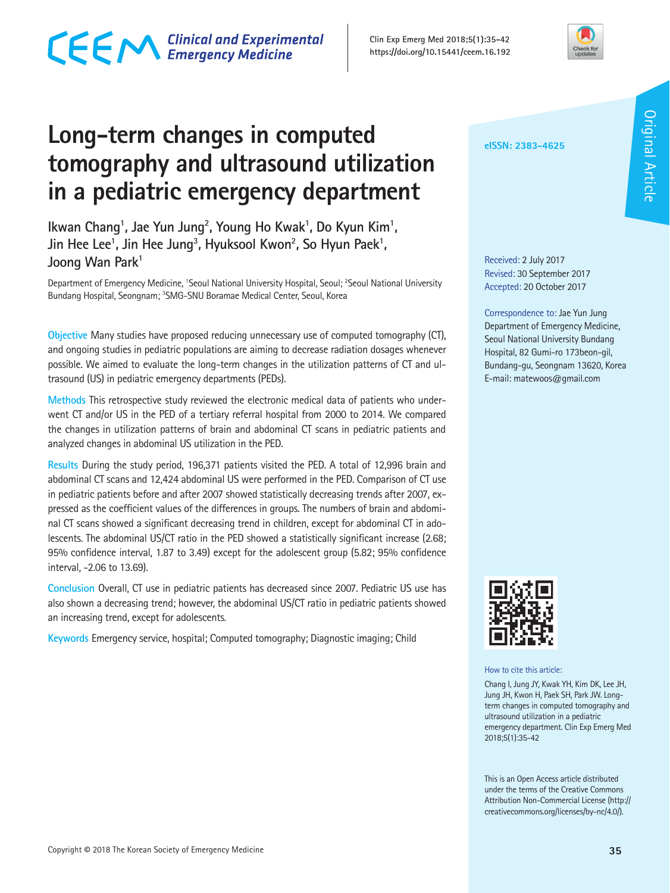# Long-term changes in computed tomography and ultrasound utilization in a pediatric emergency department

Ikwan Chang[1], Jae Yun Jung[2], Young Ho Kwak[1], Do Kyun Kim[1], Jin Hee Lee[1], Jin Hee Jung[3], Hyuksool Kwon[2], So Hyun Paek[1], Joong Wan Park[1]

Department of Emergency Medicine, [1]Seoul National University Hospital, Seoul; [2]Seoul National University Bundang Hospital, Seongnam; [3]SMG-SNU Boramae Medical Center, Seoul, Korea

eISSN: 2383-4625

Original Article

Received: 2 July 2017
Revised: 30 September 2017
Accepted: 20 October 2017

Correspondence to: Jae Yun Jung
Department of Emergency Medicine, Seoul National University Bundang Hospital, 82 Gumi-ro 173beon-gil, Bundang-gu, Seongnam 13620, Korea
E-mail: matewoos@gmail.com

**Objective** Many studies have proposed reducing unnecessary use of computed tomography (CT), and ongoing studies in pediatric populations are aiming to decrease radiation dosages whenever possible. We aimed to evaluate the long-term changes in the utilization patterns of CT and ultrasound (US) in pediatric emergency departments (PEDs).

**Methods** This retrospective study reviewed the electronic medical data of patients who underwent CT and/or US in the PED of a tertiary referral hospital from 2000 to 2014. We compared the changes in utilization patterns of brain and abdominal CT scans in pediatric patients and analyzed changes in abdominal US utilization in the PED.

**Results** During the study period, 196,371 patients visited the PED. A total of 12,996 brain and abdominal CT scans and 12,424 abdominal US were performed in the PED. Comparison of CT use in pediatric patients before and after 2007 showed statistically decreasing trends after 2007, expressed as the coefficient values of the differences in groups. The numbers of brain and abdominal CT scans showed a significant decreasing trend in children, except for abdominal CT in adolescents. The abdominal US/CT ratio in the PED showed a statistically significant increase (2.68; 95% confidence interval, 1.87 to 3.49) except for the adolescent group (5.82; 95% confidence interval, -2.06 to 13.69).

**Conclusion** Overall, CT use in pediatric patients has decreased since 2007. Pediatric US use has also shown a decreasing trend; however, the abdominal US/CT ratio in pediatric patients showed an increasing trend, except for adolescents.

**Keywords** Emergency service, hospital; Computed tomography; Diagnostic imaging; Child

How to cite this article:
Chang I, Jung JY, Kwak YH, Kim DK, Lee JH, Jung JH, Kwon H, Paek SH, Park JW. Long-term changes in computed tomography and ultrasound utilization in a pediatric emergency department. Clin Exp Emerg Med 2018;5(1):35-42

This is an Open Access article distributed under the terms of the Creative Commons Attribution Non-Commercial License (http://creativecommons.org/licenses/by-nc/4.0/).

Copyright © 2018 The Korean Society of Emergency Medicine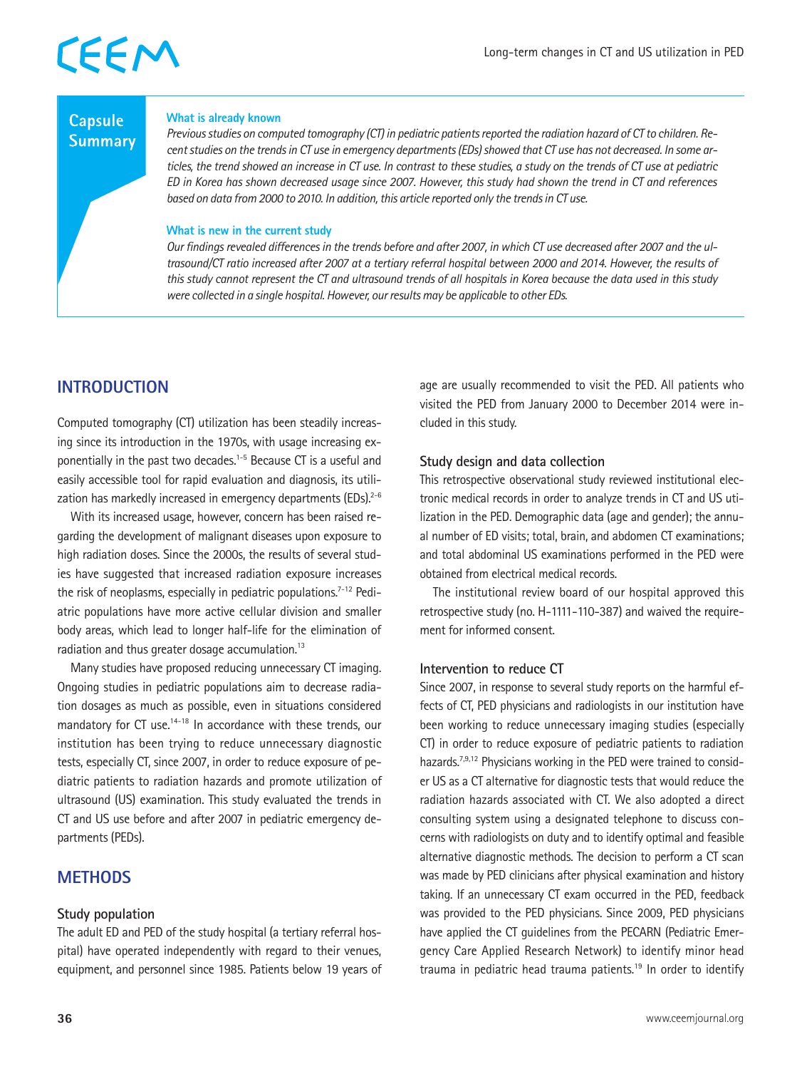## Capsule Summary

**What is already known**

*Previous studies on computed tomography (CT) in pediatric patients reported the radiation hazard of CT to children. Recent studies on the trends in CT use in emergency departments (EDs) showed that CT use has not decreased. In some articles, the trend showed an increase in CT use. In contrast to these studies, a study on the trends of CT use at pediatric ED in Korea has shown decreased usage since 2007. However, this study had shown the trend in CT and references based on data from 2000 to 2010. In addition, this article reported only the trends in CT use.*

**What is new in the current study**

*Our findings revealed differences in the trends before and after 2007, in which CT use decreased after 2007 and the ultrasound/CT ratio increased after 2007 at a tertiary referral hospital between 2000 and 2014. However, the results of this study cannot represent the CT and ultrasound trends of all hospitals in Korea because the data used in this study were collected in a single hospital. However, our results may be applicable to other EDs.*

## INTRODUCTION

Computed tomography (CT) utilization has been steadily increasing since its introduction in the 1970s, with usage increasing exponentially in the past two decades.[1-5] Because CT is a useful and easily accessible tool for rapid evaluation and diagnosis, its utilization has markedly increased in emergency departments (EDs).[2-6]

With its increased usage, however, concern has been raised regarding the development of malignant diseases upon exposure to high radiation doses. Since the 2000s, the results of several studies have suggested that increased radiation exposure increases the risk of neoplasms, especially in pediatric populations.[7-12] Pediatric populations have more active cellular division and smaller body areas, which lead to longer half-life for the elimination of radiation and thus greater dosage accumulation.[13]

Many studies have proposed reducing unnecessary CT imaging. Ongoing studies in pediatric populations aim to decrease radiation dosages as much as possible, even in situations considered mandatory for CT use.[14-18] In accordance with these trends, our institution has been trying to reduce unnecessary diagnostic tests, especially CT, since 2007, in order to reduce exposure of pediatric patients to radiation hazards and promote utilization of ultrasound (US) examination. This study evaluated the trends in CT and US use before and after 2007 in pediatric emergency departments (PEDs).

## METHODS

### Study population

The adult ED and PED of the study hospital (a tertiary referral hospital) have operated independently with regard to their venues, equipment, and personnel since 1985. Patients below 19 years of age are usually recommended to visit the PED. All patients who visited the PED from January 2000 to December 2014 were included in this study.

### Study design and data collection

This retrospective observational study reviewed institutional electronic medical records in order to analyze trends in CT and US utilization in the PED. Demographic data (age and gender); the annual number of ED visits; total, brain, and abdomen CT examinations; and total abdominal US examinations performed in the PED were obtained from electrical medical records.

The institutional review board of our hospital approved this retrospective study (no. H-1111-110-387) and waived the requirement for informed consent.

### Intervention to reduce CT

Since 2007, in response to several study reports on the harmful effects of CT, PED physicians and radiologists in our institution have been working to reduce unnecessary imaging studies (especially CT) in order to reduce exposure of pediatric patients to radiation hazards.[7,9,12] Physicians working in the PED were trained to consider US as a CT alternative for diagnostic tests that would reduce the radiation hazards associated with CT. We also adopted a direct consulting system using a designated telephone to discuss concerns with radiologists on duty and to identify optimal and feasible alternative diagnostic methods. The decision to perform a CT scan was made by PED clinicians after physical examination and history taking. If an unnecessary CT exam occurred in the PED, feedback was provided to the PED physicians. Since 2009, PED physicians have applied the CT guidelines from the PECARN (Pediatric Emergency Care Applied Research Network) to identify minor head trauma in pediatric head trauma patients.[19] In order to identify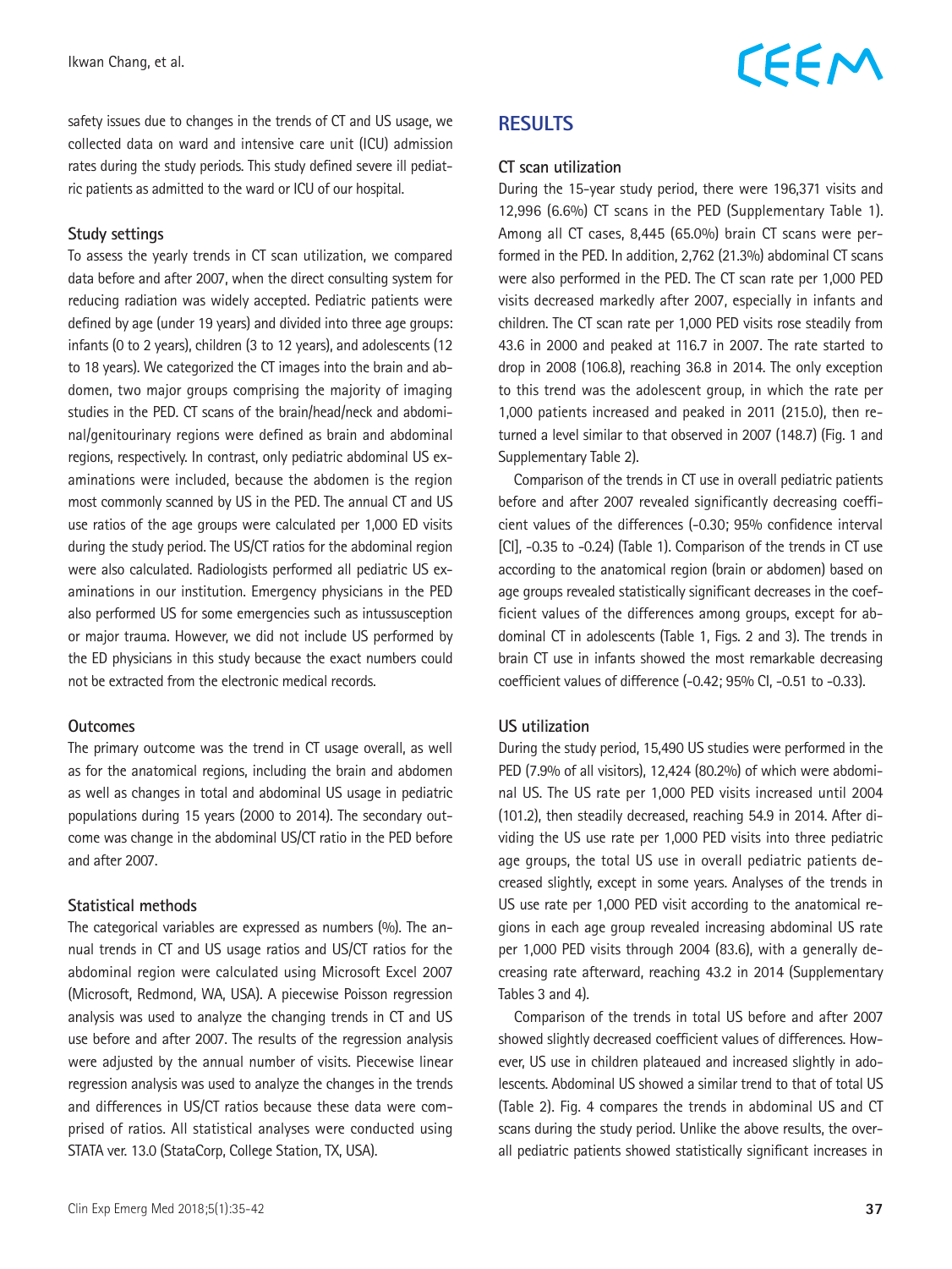safety issues due to changes in the trends of CT and US usage, we collected data on ward and intensive care unit (ICU) admission rates during the study periods. This study defined severe ill pediatric patients as admitted to the ward or ICU of our hospital.

### Study settings

To assess the yearly trends in CT scan utilization, we compared data before and after 2007, when the direct consulting system for reducing radiation was widely accepted. Pediatric patients were defined by age (under 19 years) and divided into three age groups: infants (0 to 2 years), children (3 to 12 years), and adolescents (12 to 18 years). We categorized the CT images into the brain and abdomen, two major groups comprising the majority of imaging studies in the PED. CT scans of the brain/head/neck and abdominal/genitourinary regions were defined as brain and abdominal regions, respectively. In contrast, only pediatric abdominal US examinations were included, because the abdomen is the region most commonly scanned by US in the PED. The annual CT and US use ratios of the age groups were calculated per 1,000 ED visits during the study period. The US/CT ratios for the abdominal region were also calculated. Radiologists performed all pediatric US examinations in our institution. Emergency physicians in the PED also performed US for some emergencies such as intussusception or major trauma. However, we did not include US performed by the ED physicians in this study because the exact numbers could not be extracted from the electronic medical records.

### Outcomes

The primary outcome was the trend in CT usage overall, as well as for the anatomical regions, including the brain and abdomen as well as changes in total and abdominal US usage in pediatric populations during 15 years (2000 to 2014). The secondary outcome was change in the abdominal US/CT ratio in the PED before and after 2007.

### Statistical methods

The categorical variables are expressed as numbers (%). The annual trends in CT and US usage ratios and US/CT ratios for the abdominal region were calculated using Microsoft Excel 2007 (Microsoft, Redmond, WA, USA). A piecewise Poisson regression analysis was used to analyze the changing trends in CT and US use before and after 2007. The results of the regression analysis were adjusted by the annual number of visits. Piecewise linear regression analysis was used to analyze the changes in the trends and differences in US/CT ratios because these data were comprised of ratios. All statistical analyses were conducted using STATA ver. 13.0 (StataCorp, College Station, TX, USA).

## RESULTS

### CT scan utilization

During the 15-year study period, there were 196,371 visits and 12,996 (6.6%) CT scans in the PED (Supplementary Table 1). Among all CT cases, 8,445 (65.0%) brain CT scans were performed in the PED. In addition, 2,762 (21.3%) abdominal CT scans were also performed in the PED. The CT scan rate per 1,000 PED visits decreased markedly after 2007, especially in infants and children. The CT scan rate per 1,000 PED visits rose steadily from 43.6 in 2000 and peaked at 116.7 in 2007. The rate started to drop in 2008 (106.8), reaching 36.8 in 2014. The only exception to this trend was the adolescent group, in which the rate per 1,000 patients increased and peaked in 2011 (215.0), then returned a level similar to that observed in 2007 (148.7) (Fig. 1 and Supplementary Table 2).

Comparison of the trends in CT use in overall pediatric patients before and after 2007 revealed significantly decreasing coefficient values of the differences (-0.30; 95% confidence interval [CI], -0.35 to -0.24) (Table 1). Comparison of the trends in CT use according to the anatomical region (brain or abdomen) based on age groups revealed statistically significant decreases in the coefficient values of the differences among groups, except for abdominal CT in adolescents (Table 1, Figs. 2 and 3). The trends in brain CT use in infants showed the most remarkable decreasing coefficient values of difference (-0.42; 95% CI, -0.51 to -0.33).

### US utilization

During the study period, 15,490 US studies were performed in the PED (7.9% of all visitors), 12,424 (80.2%) of which were abdominal US. The US rate per 1,000 PED visits increased until 2004 (101.2), then steadily decreased, reaching 54.9 in 2014. After dividing the US use rate per 1,000 PED visits into three pediatric age groups, the total US use in overall pediatric patients decreased slightly, except in some years. Analyses of the trends in US use rate per 1,000 PED visit according to the anatomical regions in each age group revealed increasing abdominal US rate per 1,000 PED visits through 2004 (83.6), with a generally decreasing rate afterward, reaching 43.2 in 2014 (Supplementary Tables 3 and 4).

Comparison of the trends in total US before and after 2007 showed slightly decreased coefficient values of differences. However, US use in children plateaued and increased slightly in adolescents. Abdominal US showed a similar trend to that of total US (Table 2). Fig. 4 compares the trends in abdominal US and CT scans during the study period. Unlike the above results, the overall pediatric patients showed statistically significant increases in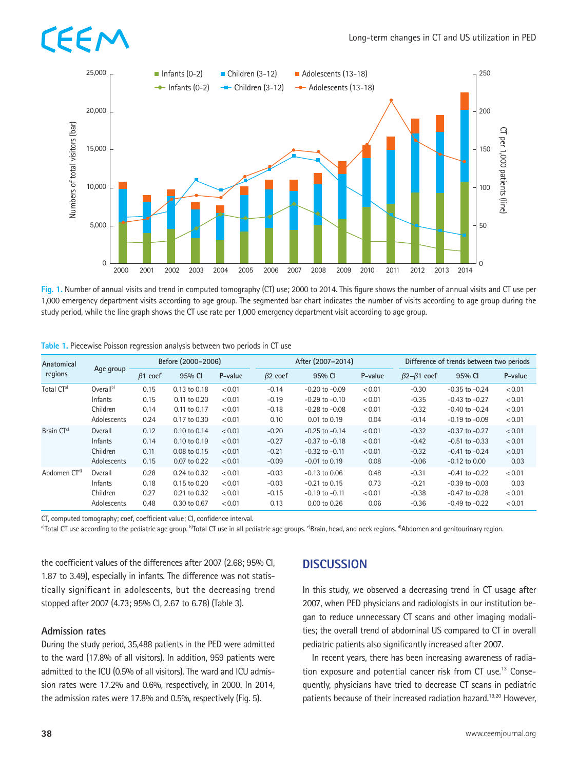Fig. 1. Number of annual visits and trend in computed tomography (CT) use; 2000 to 2014. This figure shows the number of annual visits and CT use per 1,000 emergency department visits according to age group. The segmented bar chart indicates the number of visits according to age group during the study period, while the line graph shows the CT use rate per 1,000 emergency department visit according to age group.

Table 1. Piecewise Poisson regression analysis between two periods in CT use

| Anatomical regions | Age group | Before (2000–2006) | | | After (2007–2014) | | | Difference of trends between two periods | | |
|---|---|---|---|---|---|---|---|---|---|---|
| | | $\beta1$ coef | 95% CI | P-value | $\beta2$ coef | 95% CI | P-value | $\beta2$–$\beta1$ coef | 95% CI | P-value |
| Total CT[a] | Overall[b] | 0.15 | 0.13 to 0.18 | < 0.01 | -0.14 | -0.20 to -0.09 | < 0.01 | -0.30 | -0.35 to -0.24 | < 0.01 |
| | Infants | 0.15 | 0.11 to 0.20 | < 0.01 | -0.19 | -0.29 to -0.10 | < 0.01 | -0.35 | -0.43 to -0.27 | < 0.01 |
| | Children | 0.14 | 0.11 to 0.17 | < 0.01 | -0.18 | -0.28 to -0.08 | < 0.01 | -0.32 | -0.40 to -0.24 | < 0.01 |
| | Adolescents | 0.24 | 0.17 to 0.30 | < 0.01 | 0.10 | 0.01 to 0.19 | 0.04 | -0.14 | -0.19 to -0.09 | < 0.01 |
| Brain CT[c] | Overall | 0.12 | 0.10 to 0.14 | < 0.01 | -0.20 | -0.25 to -0.14 | < 0.01 | -0.32 | -0.37 to -0.27 | < 0.01 |
| | Infants | 0.14 | 0.10 to 0.19 | < 0.01 | -0.27 | -0.37 to -0.18 | < 0.01 | -0.42 | -0.51 to -0.33 | < 0.01 |
| | Children | 0.11 | 0.08 to 0.15 | < 0.01 | -0.21 | -0.32 to -0.11 | < 0.01 | -0.32 | -0.41 to -0.24 | < 0.01 |
| | Adolescents | 0.15 | 0.07 to 0.22 | < 0.01 | -0.09 | -0.01 to 0.19 | 0.08 | -0.06 | -0.12 to 0.00 | 0.03 |
| Abdomen CT[d] | Overall | 0.28 | 0.24 to 0.32 | < 0.01 | -0.03 | -0.13 to 0.06 | 0.48 | -0.31 | -0.41 to -0.22 | < 0.01 |
| | Infants | 0.18 | 0.15 to 0.20 | < 0.01 | -0.03 | -0.21 to 0.15 | 0.73 | -0.21 | -0.39 to -0.03 | 0.03 |
| | Children | 0.27 | 0.21 to 0.32 | < 0.01 | -0.15 | -0.19 to -0.11 | < 0.01 | -0.38 | -0.47 to -0.28 | < 0.01 |
| | Adolescents | 0.48 | 0.30 to 0.67 | < 0.01 | 0.13 | 0.00 to 0.26 | 0.06 | -0.36 | -0.49 to -0.22 | < 0.01 |

CT, computed tomography; coef, coefficient value; CI, confidence interval.

[a]Total CT use according to the pediatric age group. [b]Total CT use in all pediatric age groups. [c]Brain, head, and neck regions. [d]Abdomen and genitourinary region.

the coefficient values of the differences after 2007 (2.68; 95% CI, 1.87 to 3.49), especially in infants. The difference was not statistically significant in adolescents, but the decreasing trend stopped after 2007 (4.73; 95% CI, 2.67 to 6.78) (Table 3).

### Admission rates

During the study period, 35,488 patients in the PED were admitted to the ward (17.8% of all visitors). In addition, 959 patients were admitted to the ICU (0.5% of all visitors). The ward and ICU admission rates were 17.2% and 0.6%, respectively, in 2000. In 2014, the admission rates were 17.8% and 0.5%, respectively (Fig. 5).

## DISCUSSION

In this study, we observed a decreasing trend in CT usage after 2007, when PED physicians and radiologists in our institution began to reduce unnecessary CT scans and other imaging modalities; the overall trend of abdominal US compared to CT in overall pediatric patients also significantly increased after 2007.

In recent years, there has been increasing awareness of radiation exposure and potential cancer risk from CT use.[13] Consequently, physicians have tried to decrease CT scans in pediatric patients because of their increased radiation hazard.[19,20] However,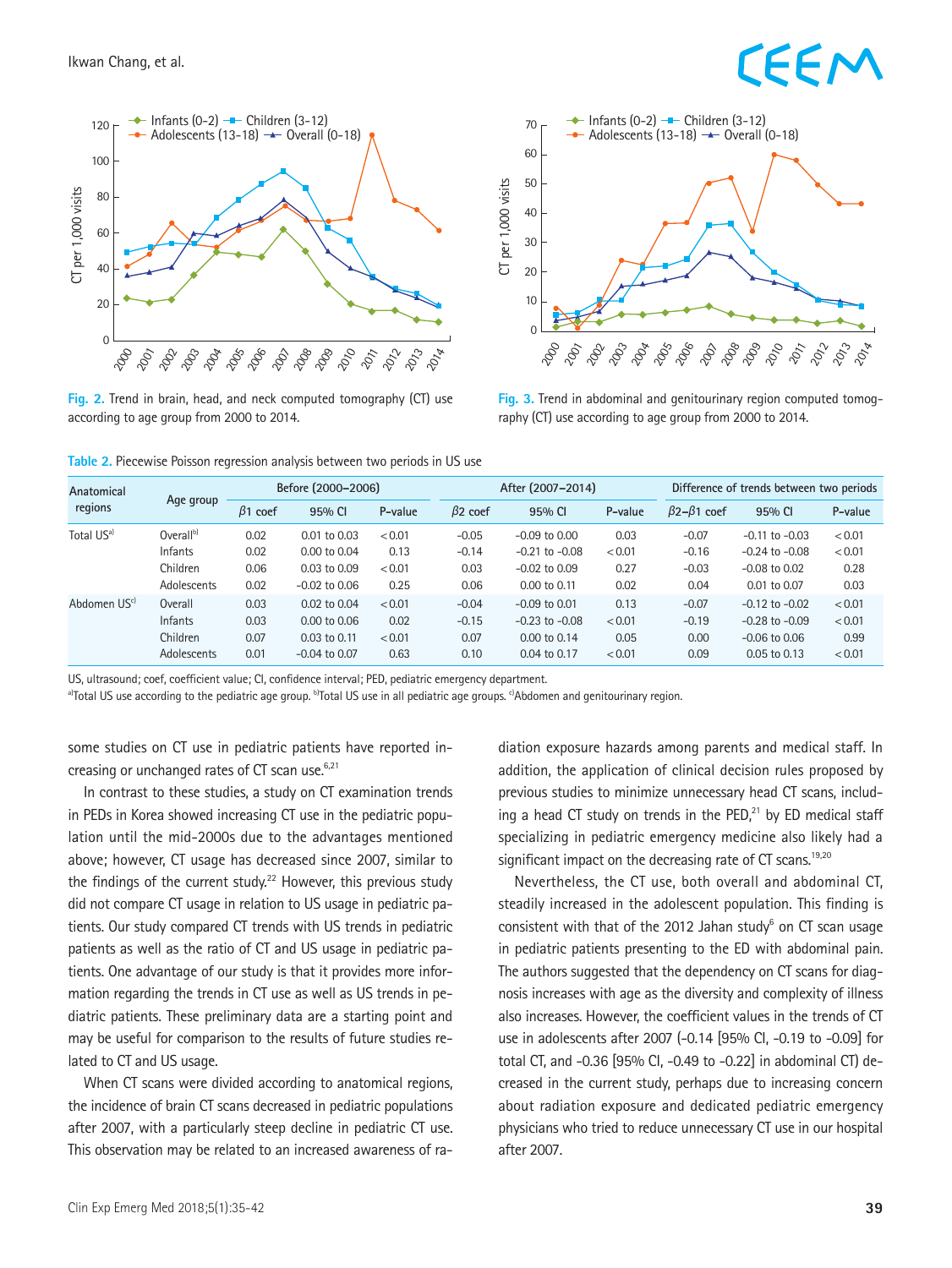Fig. 2. Trend in brain, head, and neck computed tomography (CT) use according to age group from 2000 to 2014.

Fig. 3. Trend in abdominal and genitourinary region computed tomography (CT) use according to age group from 2000 to 2014.

Table 2. Piecewise Poisson regression analysis between two periods in US use

| Anatomical regions | Age group | Before (2000–2006) | | | After (2007–2014) | | | Difference of trends between two periods | | |
|---|---|---|---|---|---|---|---|---|---|---|
| | | β1 coef | 95% CI | P-value | β2 coef | 95% CI | P-value | β2–β1 coef | 95% CI | P-value |
| Total US[a] | Overall[b] | 0.02 | 0.01 to 0.03 | <0.01 | -0.05 | -0.09 to 0.00 | 0.03 | -0.07 | -0.11 to -0.03 | <0.01 |
| | Infants | 0.02 | 0.00 to 0.04 | 0.13 | -0.14 | -0.21 to -0.08 | <0.01 | -0.16 | -0.24 to -0.08 | <0.01 |
| | Children | 0.06 | 0.03 to 0.09 | <0.01 | 0.03 | -0.02 to 0.09 | 0.27 | -0.03 | -0.08 to 0.02 | 0.28 |
| | Adolescents | 0.02 | -0.02 to 0.06 | 0.25 | 0.06 | 0.00 to 0.11 | 0.02 | 0.04 | 0.01 to 0.07 | 0.03 |
| Abdomen US[c] | Overall | 0.03 | 0.02 to 0.04 | <0.01 | -0.04 | -0.09 to 0.01 | 0.13 | -0.07 | -0.12 to -0.02 | <0.01 |
| | Infants | 0.03 | 0.00 to 0.06 | 0.02 | -0.15 | -0.23 to -0.08 | <0.01 | -0.19 | -0.28 to -0.09 | <0.01 |
| | Children | 0.07 | 0.03 to 0.11 | <0.01 | 0.07 | 0.00 to 0.14 | 0.05 | 0.00 | -0.06 to 0.06 | 0.99 |
| | Adolescents | 0.01 | -0.04 to 0.07 | 0.63 | 0.10 | 0.04 to 0.17 | <0.01 | 0.09 | 0.05 to 0.13 | <0.01 |

US, ultrasound; coef, coefficient value; CI, confidence interval; PED, pediatric emergency department.
[a]Total US use according to the pediatric age group. [b]Total US use in all pediatric age groups. [c]Abdomen and genitourinary region.

some studies on CT use in pediatric patients have reported increasing or unchanged rates of CT scan use.[6,21]

In contrast to these studies, a study on CT examination trends in PEDs in Korea showed increasing CT use in the pediatric population until the mid-2000s due to the advantages mentioned above; however, CT usage has decreased since 2007, similar to the findings of the current study.[22] However, this previous study did not compare CT usage in relation to US usage in pediatric patients. Our study compared CT trends with US trends in pediatric patients as well as the ratio of CT and US usage in pediatric patients. One advantage of our study is that it provides more information regarding the trends in CT use as well as US trends in pediatric patients. These preliminary data are a starting point and may be useful for comparison to the results of future studies related to CT and US usage.

When CT scans were divided according to anatomical regions, the incidence of brain CT scans decreased in pediatric populations after 2007, with a particularly steep decline in pediatric CT use. This observation may be related to an increased awareness of radiation exposure hazards among parents and medical staff. In addition, the application of clinical decision rules proposed by previous studies to minimize unnecessary head CT scans, including a head CT study on trends in the PED,[21] by ED medical staff specializing in pediatric emergency medicine also likely had a significant impact on the decreasing rate of CT scans.[19,20]

Nevertheless, the CT use, both overall and abdominal CT, steadily increased in the adolescent population. This finding is consistent with that of the 2012 Jahan study[6] on CT scan usage in pediatric patients presenting to the ED with abdominal pain. The authors suggested that the dependency on CT scans for diagnosis increases with age as the diversity and complexity of illness also increases. However, the coefficient values in the trends of CT use in adolescents after 2007 (-0.14 [95% CI, -0.19 to -0.09] for total CT, and -0.36 [95% CI, -0.49 to -0.22] in abdominal CT) decreased in the current study, perhaps due to increasing concern about radiation exposure and dedicated pediatric emergency physicians who tried to reduce unnecessary CT use in our hospital after 2007.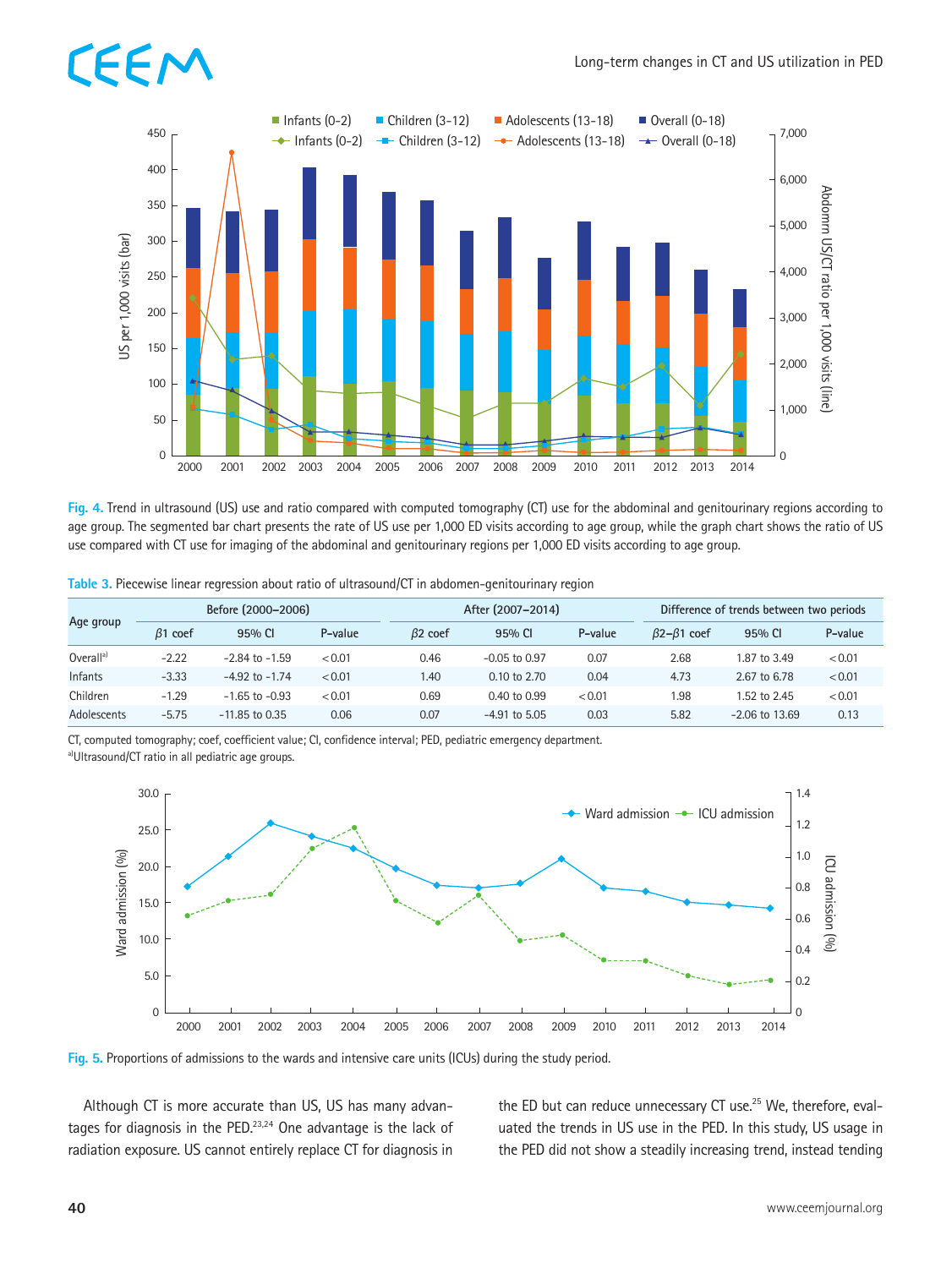Fig. 4. Trend in ultrasound (US) use and ratio compared with computed tomography (CT) use for the abdominal and genitourinary regions according to age group. The segmented bar chart presents the rate of US use per 1,000 ED visits according to age group, while the graph chart shows the ratio of US use compared with CT use for imaging of the abdominal and genitourinary regions per 1,000 ED visits according to age group.

Table 3. Piecewise linear regression about ratio of ultrasound/CT in abdomen-genitourinary region

| Age group | Before (2000–2006) | | | After (2007–2014) | | | Difference of trends between two periods | | |
|---|---|---|---|---|---|---|---|---|---|
| | $\beta 1$ coef | 95% CI | P-value | $\beta 2$ coef | 95% CI | P-value | $\beta 2-\beta 1$ coef | 95% CI | P-value |
| Overall[a] | -2.22 | -2.84 to -1.59 | <0.01 | 0.46 | -0.05 to 0.97 | 0.07 | 2.68 | 1.87 to 3.49 | <0.01 |
| Infants | -3.33 | -4.92 to -1.74 | <0.01 | 1.40 | 0.10 to 2.70 | 0.04 | 4.73 | 2.67 to 6.78 | <0.01 |
| Children | -1.29 | -1.65 to -0.93 | <0.01 | 0.69 | 0.40 to 0.99 | <0.01 | 1.98 | 1.52 to 2.45 | <0.01 |
| Adolescents | -5.75 | -11.85 to 0.35 | 0.06 | 0.07 | -4.91 to 5.05 | 0.03 | 5.82 | -2.06 to 13.69 | 0.13 |

CT, computed tomography; coef, coefficient value; CI, confidence interval; PED, pediatric emergency department.
[a]Ultrasound/CT ratio in all pediatric age groups.

Fig. 5. Proportions of admissions to the wards and intensive care units (ICUs) during the study period.

Although CT is more accurate than US, US has many advantages for diagnosis in the PED.[23,24] One advantage is the lack of radiation exposure. US cannot entirely replace CT for diagnosis in the ED but can reduce unnecessary CT use.[25] We, therefore, evaluated the trends in US use in the PED. In this study, US usage in the PED did not show a steadily increasing trend, instead tending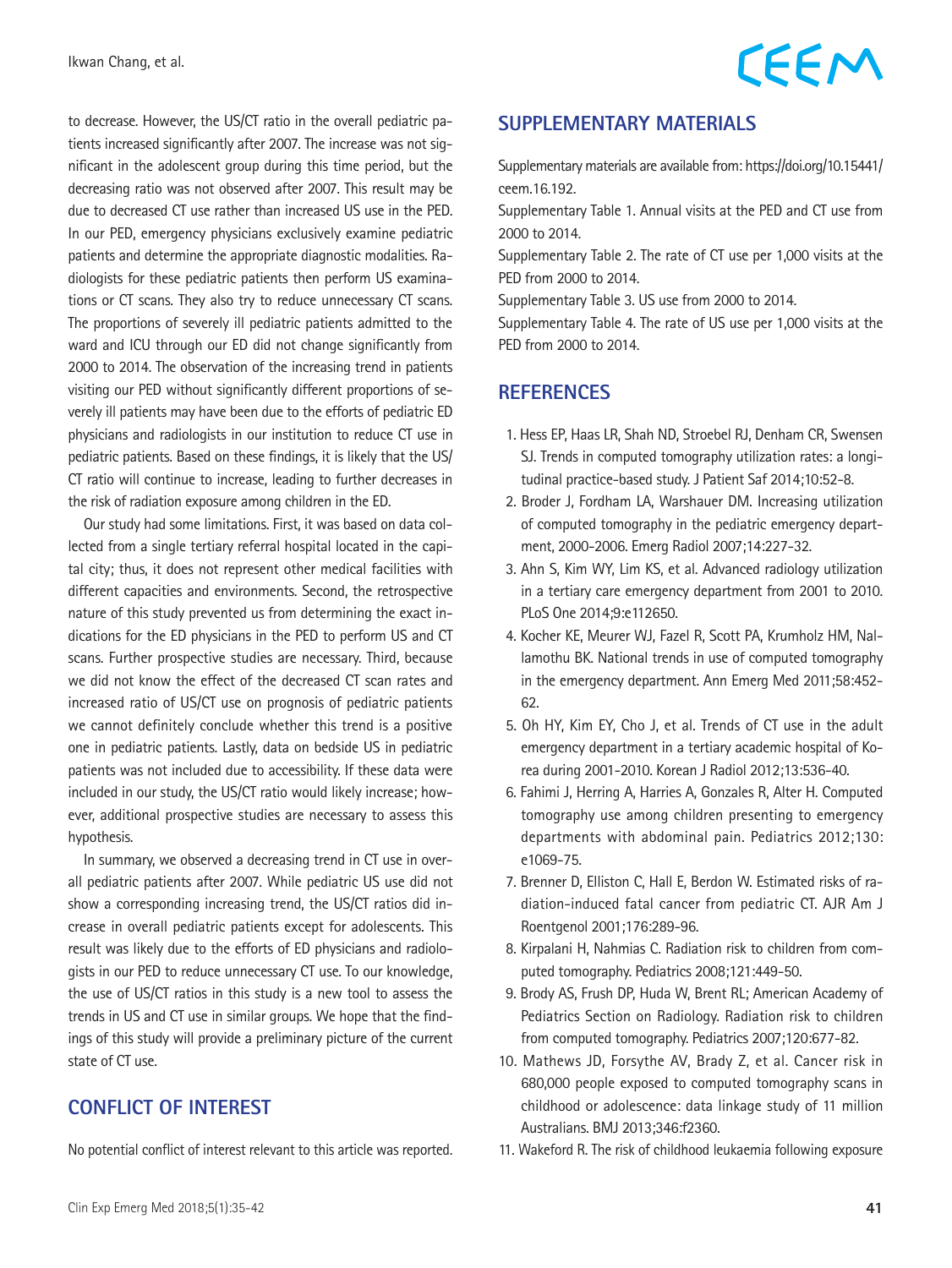to decrease. However, the US/CT ratio in the overall pediatric patients increased significantly after 2007. The increase was not significant in the adolescent group during this time period, but the decreasing ratio was not observed after 2007. This result may be due to decreased CT use rather than increased US use in the PED. In our PED, emergency physicians exclusively examine pediatric patients and determine the appropriate diagnostic modalities. Radiologists for these pediatric patients then perform US examinations or CT scans. They also try to reduce unnecessary CT scans. The proportions of severely ill pediatric patients admitted to the ward and ICU through our ED did not change significantly from 2000 to 2014. The observation of the increasing trend in patients visiting our PED without significantly different proportions of severely ill patients may have been due to the efforts of pediatric ED physicians and radiologists in our institution to reduce CT use in pediatric patients. Based on these findings, it is likely that the US/CT ratio will continue to increase, leading to further decreases in the risk of radiation exposure among children in the ED.

Our study had some limitations. First, it was based on data collected from a single tertiary referral hospital located in the capital city; thus, it does not represent other medical facilities with different capacities and environments. Second, the retrospective nature of this study prevented us from determining the exact indications for the ED physicians in the PED to perform US and CT scans. Further prospective studies are necessary. Third, because we did not know the effect of the decreased CT scan rates and increased ratio of US/CT use on prognosis of pediatric patients we cannot definitely conclude whether this trend is a positive one in pediatric patients. Lastly, data on bedside US in pediatric patients was not included due to accessibility. If these data were included in our study, the US/CT ratio would likely increase; however, additional prospective studies are necessary to assess this hypothesis.

In summary, we observed a decreasing trend in CT use in overall pediatric patients after 2007. While pediatric US use did not show a corresponding increasing trend, the US/CT ratios did increase in overall pediatric patients except for adolescents. This result was likely due to the efforts of ED physicians and radiologists in our PED to reduce unnecessary CT use. To our knowledge, the use of US/CT ratios in this study is a new tool to assess the trends in US and CT use in similar groups. We hope that the findings of this study will provide a preliminary picture of the current state of CT use.

## CONFLICT OF INTEREST

No potential conflict of interest relevant to this article was reported.

## SUPPLEMENTARY MATERIALS

Supplementary materials are available from: https://doi.org/10.15441/ceem.16.192.

Supplementary Table 1. Annual visits at the PED and CT use from 2000 to 2014.

Supplementary Table 2. The rate of CT use per 1,000 visits at the PED from 2000 to 2014.

Supplementary Table 3. US use from 2000 to 2014.

Supplementary Table 4. The rate of US use per 1,000 visits at the PED from 2000 to 2014.

## REFERENCES

1. Hess EP, Haas LR, Shah ND, Stroebel RJ, Denham CR, Swensen SJ. Trends in computed tomography utilization rates: a longitudinal practice-based study. J Patient Saf 2014;10:52-8.
2. Broder J, Fordham LA, Warshauer DM. Increasing utilization of computed tomography in the pediatric emergency department, 2000-2006. Emerg Radiol 2007;14:227-32.
3. Ahn S, Kim WY, Lim KS, et al. Advanced radiology utilization in a tertiary care emergency department from 2001 to 2010. PLoS One 2014;9:e112650.
4. Kocher KE, Meurer WJ, Fazel R, Scott PA, Krumholz HM, Nallamothu BK. National trends in use of computed tomography in the emergency department. Ann Emerg Med 2011;58:452-62.
5. Oh HY, Kim EY, Cho J, et al. Trends of CT use in the adult emergency department in a tertiary academic hospital of Korea during 2001-2010. Korean J Radiol 2012;13:536-40.
6. Fahimi J, Herring A, Harries A, Gonzales R, Alter H. Computed tomography use among children presenting to emergency departments with abdominal pain. Pediatrics 2012;130:e1069-75.
7. Brenner D, Elliston C, Hall E, Berdon W. Estimated risks of radiation-induced fatal cancer from pediatric CT. AJR Am J Roentgenol 2001;176:289-96.
8. Kirpalani H, Nahmias C. Radiation risk to children from computed tomography. Pediatrics 2008;121:449-50.
9. Brody AS, Frush DP, Huda W, Brent RL; American Academy of Pediatrics Section on Radiology. Radiation risk to children from computed tomography. Pediatrics 2007;120:677-82.
10. Mathews JD, Forsythe AV, Brady Z, et al. Cancer risk in 680,000 people exposed to computed tomography scans in childhood or adolescence: data linkage study of 11 million Australians. BMJ 2013;346:f2360.
11. Wakeford R. The risk of childhood leukaemia following exposure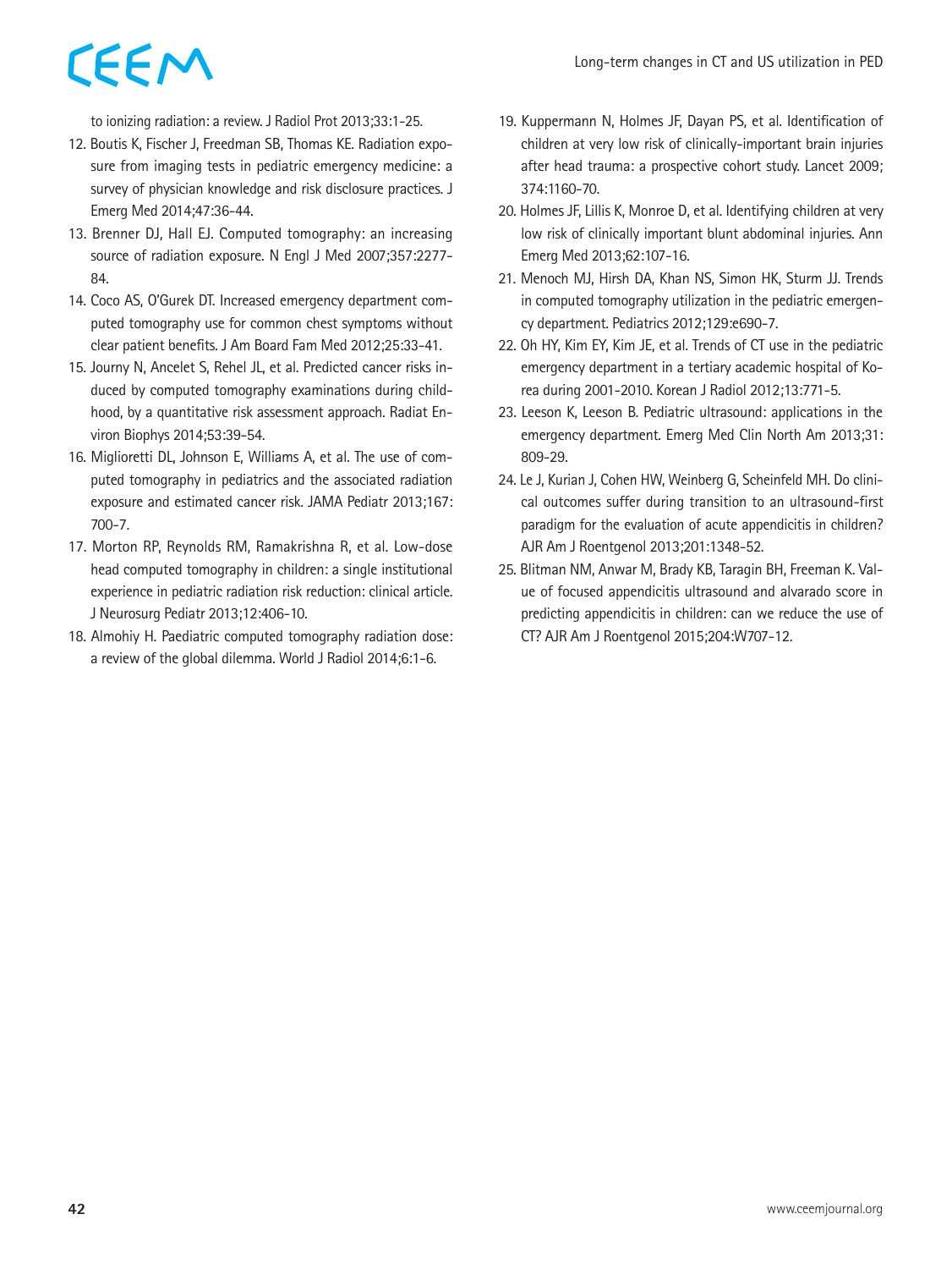to ionizing radiation: a review. J Radiol Prot 2013;33:1-25.

12. Boutis K, Fischer J, Freedman SB, Thomas KE. Radiation exposure from imaging tests in pediatric emergency medicine: a survey of physician knowledge and risk disclosure practices. J Emerg Med 2014;47:36-44.
13. Brenner DJ, Hall EJ. Computed tomography: an increasing source of radiation exposure. N Engl J Med 2007;357:2277-84.
14. Coco AS, O'Gurek DT. Increased emergency department computed tomography use for common chest symptoms without clear patient benefits. J Am Board Fam Med 2012;25:33-41.
15. Journy N, Ancelet S, Rehel JL, et al. Predicted cancer risks induced by computed tomography examinations during childhood, by a quantitative risk assessment approach. Radiat Environ Biophys 2014;53:39-54.
16. Miglioretti DL, Johnson E, Williams A, et al. The use of computed tomography in pediatrics and the associated radiation exposure and estimated cancer risk. JAMA Pediatr 2013;167:700-7.
17. Morton RP, Reynolds RM, Ramakrishna R, et al. Low-dose head computed tomography in children: a single institutional experience in pediatric radiation risk reduction: clinical article. J Neurosurg Pediatr 2013;12:406-10.
18. Almohiy H. Paediatric computed tomography radiation dose: a review of the global dilemma. World J Radiol 2014;6:1-6.
19. Kuppermann N, Holmes JF, Dayan PS, et al. Identification of children at very low risk of clinically-important brain injuries after head trauma: a prospective cohort study. Lancet 2009;374:1160-70.
20. Holmes JF, Lillis K, Monroe D, et al. Identifying children at very low risk of clinically important blunt abdominal injuries. Ann Emerg Med 2013;62:107-16.
21. Menoch MJ, Hirsh DA, Khan NS, Simon HK, Sturm JJ. Trends in computed tomography utilization in the pediatric emergency department. Pediatrics 2012;129:e690-7.
22. Oh HY, Kim EY, Kim JE, et al. Trends of CT use in the pediatric emergency department in a tertiary academic hospital of Korea during 2001-2010. Korean J Radiol 2012;13:771-5.
23. Leeson K, Leeson B. Pediatric ultrasound: applications in the emergency department. Emerg Med Clin North Am 2013;31:809-29.
24. Le J, Kurian J, Cohen HW, Weinberg G, Scheinfeld MH. Do clinical outcomes suffer during transition to an ultrasound-first paradigm for the evaluation of acute appendicitis in children? AJR Am J Roentgenol 2013;201:1348-52.
25. Blitman NM, Anwar M, Brady KB, Taragin BH, Freeman K. Value of focused appendicitis ultrasound and alvarado score in predicting appendicitis in children: can we reduce the use of CT? AJR Am J Roentgenol 2015;204:W707-12.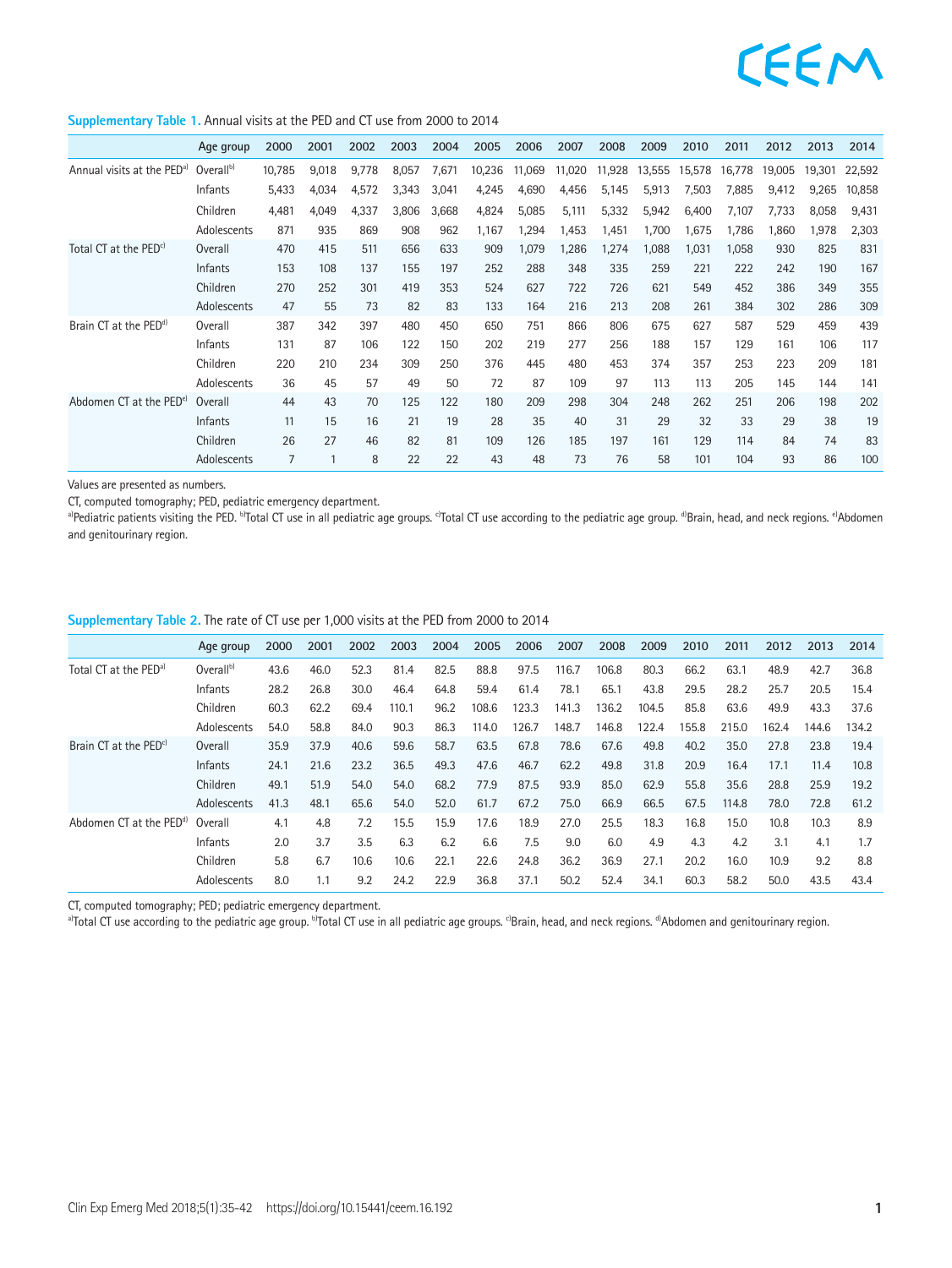**Supplementary Table 1.** Annual visits at the PED and CT use from 2000 to 2014

| | Age group | 2000 | 2001 | 2002 | 2003 | 2004 | 2005 | 2006 | 2007 | 2008 | 2009 | 2010 | 2011 | 2012 | 2013 | 2014 |
|---|---|---|---|---|---|---|---|---|---|---|---|---|---|---|---|---|
| Annual visits at the PED[a] | Overall[b] | 10,785 | 9,018 | 9,778 | 8,057 | 7,671 | 10,236 | 11,069 | 11,020 | 11,928 | 13,555 | 15,578 | 16,778 | 19,005 | 19,301 | 22,592 |
| | Infants | 5,433 | 4,034 | 4,572 | 3,343 | 3,041 | 4,245 | 4,690 | 4,456 | 5,145 | 5,913 | 7,503 | 7,885 | 9,412 | 9,265 | 10,858 |
| | Children | 4,481 | 4,049 | 4,337 | 3,806 | 3,668 | 4,824 | 5,085 | 5,111 | 5,332 | 5,942 | 6,400 | 7,107 | 7,733 | 8,058 | 9,431 |
| | Adolescents | 871 | 935 | 869 | 908 | 962 | 1,167 | 1,294 | 1,453 | 1,451 | 1,700 | 1,675 | 1,786 | 1,860 | 1,978 | 2,303 |
| Total CT at the PED[c] | Overall | 470 | 415 | 511 | 656 | 633 | 909 | 1,079 | 1,286 | 1,274 | 1,088 | 1,031 | 1,058 | 930 | 825 | 831 |
| | Infants | 153 | 108 | 137 | 155 | 197 | 252 | 288 | 348 | 335 | 259 | 221 | 222 | 242 | 190 | 167 |
| | Children | 270 | 252 | 301 | 419 | 353 | 524 | 627 | 722 | 726 | 621 | 549 | 452 | 386 | 349 | 355 |
| | Adolescents | 47 | 55 | 73 | 82 | 83 | 133 | 164 | 216 | 213 | 208 | 261 | 384 | 302 | 286 | 309 |
| Brain CT at the PED[d] | Overall | 387 | 342 | 397 | 480 | 450 | 650 | 751 | 866 | 806 | 675 | 627 | 587 | 529 | 459 | 439 |
| | Infants | 131 | 87 | 106 | 122 | 150 | 202 | 219 | 277 | 256 | 188 | 157 | 129 | 161 | 106 | 117 |
| | Children | 220 | 210 | 234 | 309 | 250 | 376 | 445 | 480 | 453 | 374 | 357 | 253 | 223 | 209 | 181 |
| | Adolescents | 36 | 45 | 57 | 49 | 50 | 72 | 87 | 109 | 97 | 113 | 113 | 205 | 145 | 144 | 141 |
| Abdomen CT at the PED[e] | Overall | 44 | 43 | 70 | 125 | 122 | 180 | 209 | 298 | 304 | 248 | 262 | 251 | 206 | 198 | 202 |
| | Infants | 11 | 15 | 16 | 21 | 19 | 28 | 35 | 40 | 31 | 29 | 32 | 33 | 29 | 38 | 19 |
| | Children | 26 | 27 | 46 | 82 | 81 | 109 | 126 | 185 | 197 | 161 | 129 | 114 | 84 | 74 | 83 |
| | Adolescents | 7 | 1 | 8 | 22 | 22 | 43 | 48 | 73 | 76 | 58 | 101 | 104 | 93 | 86 | 100 |

Values are presented as numbers.

CT, computed tomography; PED, pediatric emergency department.

[a]Pediatric patients visiting the PED. [b]Total CT use in all pediatric age groups. [c]Total CT use according to the pediatric age group. [d]Brain, head, and neck regions. [e]Abdomen and genitourinary region.

**Supplementary Table 2.** The rate of CT use per 1,000 visits at the PED from 2000 to 2014

| | Age group | 2000 | 2001 | 2002 | 2003 | 2004 | 2005 | 2006 | 2007 | 2008 | 2009 | 2010 | 2011 | 2012 | 2013 | 2014 |
|---|---|---|---|---|---|---|---|---|---|---|---|---|---|---|---|---|
| Total CT at the PED[a] | Overall[b] | 43.6 | 46.0 | 52.3 | 81.4 | 82.5 | 88.8 | 97.5 | 116.7 | 106.8 | 80.3 | 66.2 | 63.1 | 48.9 | 42.7 | 36.8 |
| | Infants | 28.2 | 26.8 | 30.0 | 46.4 | 64.8 | 59.4 | 61.4 | 78.1 | 65.1 | 43.8 | 29.5 | 28.2 | 25.7 | 20.5 | 15.4 |
| | Children | 60.3 | 62.2 | 69.4 | 110.1 | 96.2 | 108.6 | 123.3 | 141.3 | 136.2 | 104.5 | 85.8 | 63.6 | 49.9 | 43.3 | 37.6 |
| | Adolescents | 54.0 | 58.8 | 84.0 | 90.3 | 86.3 | 114.0 | 126.7 | 148.7 | 146.8 | 122.4 | 155.8 | 215.0 | 162.4 | 144.6 | 134.2 |
| Brain CT at the PED[c] | Overall | 35.9 | 37.9 | 40.6 | 59.6 | 58.7 | 63.5 | 67.8 | 78.6 | 67.6 | 49.8 | 40.2 | 35.0 | 27.8 | 23.8 | 19.4 |
| | Infants | 24.1 | 21.6 | 23.2 | 36.5 | 49.3 | 47.6 | 46.7 | 62.2 | 49.8 | 31.8 | 20.9 | 16.4 | 17.1 | 11.4 | 10.8 |
| | Children | 49.1 | 51.9 | 54.0 | 81.2 | 68.2 | 77.9 | 87.5 | 93.9 | 85.0 | 62.9 | 55.8 | 35.6 | 28.8 | 25.9 | 19.2 |
| | Adolescents | 41.3 | 48.1 | 65.6 | 54.0 | 52.0 | 61.7 | 67.2 | 75.0 | 66.9 | 66.5 | 67.5 | 114.8 | 78.0 | 72.8 | 61.2 |
| Abdomen CT at the PED[d] | Overall | 4.1 | 4.8 | 7.2 | 15.5 | 15.9 | 17.6 | 18.9 | 27.0 | 25.5 | 18.3 | 16.8 | 15.0 | 10.8 | 10.3 | 8.9 |
| | Infants | 2.0 | 3.7 | 3.5 | 6.3 | 6.2 | 6.6 | 7.5 | 9.0 | 6.0 | 4.9 | 4.3 | 4.2 | 3.1 | 4.1 | 1.7 |
| | Children | 5.8 | 6.7 | 10.6 | 10.6 | 22.1 | 22.6 | 24.8 | 36.2 | 36.9 | 27.1 | 20.2 | 16.0 | 10.9 | 9.2 | 8.8 |
| | Adolescents | 8.0 | 1.1 | 9.2 | 24.2 | 22.9 | 36.8 | 37.1 | 50.2 | 52.4 | 34.1 | 60.3 | 58.2 | 50.0 | 43.5 | 43.4 |

CT, computed tomography; PED; pediatric emergency department.

[a]Total CT use according to the pediatric age group. [b]Total CT use in all pediatric age groups. [c]Brain, head, and neck regions. [d]Abdomen and genitourinary region.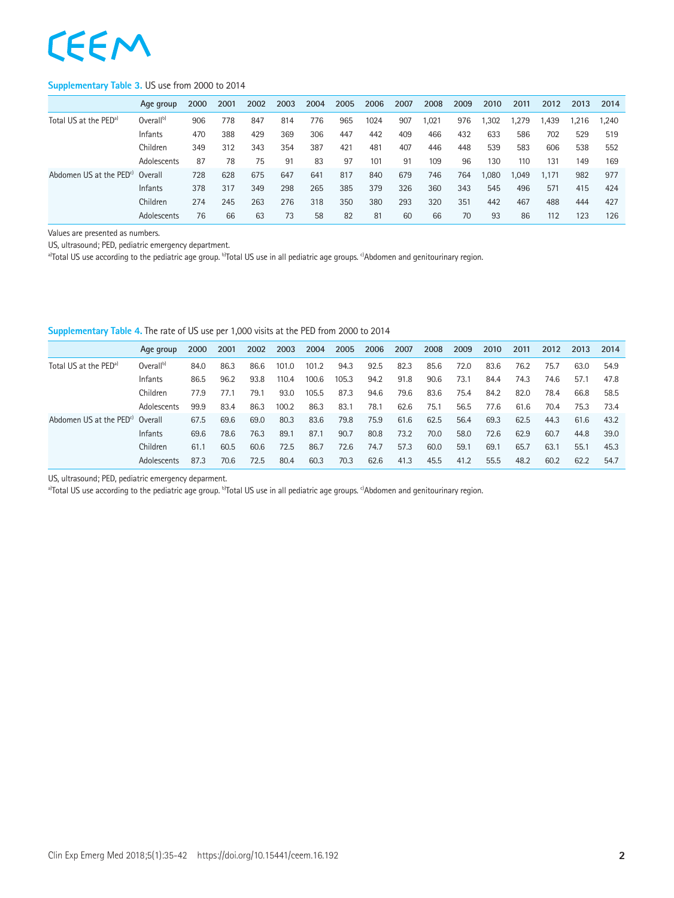**Supplementary Table 3.** US use from 2000 to 2014

| | Age group | 2000 | 2001 | 2002 | 2003 | 2004 | 2005 | 2006 | 2007 | 2008 | 2009 | 2010 | 2011 | 2012 | 2013 | 2014 |
|---|---|---|---|---|---|---|---|---|---|---|---|---|---|---|---|---|
| Total US at the PED[a] | Overall[b] | 906 | 778 | 847 | 814 | 776 | 965 | 1024 | 907 | 1,021 | 976 | 1,302 | 1,279 | 1,439 | 1,216 | 1,240 |
| | Infants | 470 | 388 | 429 | 369 | 306 | 447 | 442 | 409 | 466 | 432 | 633 | 586 | 702 | 529 | 519 |
| | Children | 349 | 312 | 343 | 354 | 387 | 421 | 481 | 407 | 446 | 448 | 539 | 583 | 606 | 538 | 552 |
| | Adolescents | 87 | 78 | 75 | 91 | 83 | 97 | 101 | 91 | 109 | 96 | 130 | 110 | 131 | 149 | 169 |
| Abdomen US at the PED[c] | Overall | 728 | 628 | 675 | 647 | 641 | 817 | 840 | 679 | 746 | 764 | 1,080 | 1,049 | 1,171 | 982 | 977 |
| | Infants | 378 | 317 | 349 | 298 | 265 | 385 | 379 | 326 | 360 | 343 | 545 | 496 | 571 | 415 | 424 |
| | Children | 274 | 245 | 263 | 276 | 318 | 350 | 380 | 293 | 320 | 351 | 442 | 467 | 488 | 444 | 427 |
| | Adolescents | 76 | 66 | 63 | 73 | 58 | 82 | 81 | 60 | 66 | 70 | 93 | 86 | 112 | 123 | 126 |

Values are presented as numbers.

US, ultrasound; PED, pediatric emergency department.

[a]Total US use according to the pediatric age group. [b]Total US use in all pediatric age groups. [c]Abdomen and genitourinary region.

**Supplementary Table 4.** The rate of US use per 1,000 visits at the PED from 2000 to 2014

| | Age group | 2000 | 2001 | 2002 | 2003 | 2004 | 2005 | 2006 | 2007 | 2008 | 2009 | 2010 | 2011 | 2012 | 2013 | 2014 |
|---|---|---|---|---|---|---|---|---|---|---|---|---|---|---|---|---|
| Total US at the PED[a] | Overall[b] | 84.0 | 86.3 | 86.6 | 101.0 | 101.2 | 94.3 | 92.5 | 82.3 | 85.6 | 72.0 | 83.6 | 76.2 | 75.7 | 63.0 | 54.9 |
| | Infants | 86.5 | 96.2 | 93.8 | 110.4 | 100.6 | 105.3 | 94.2 | 91.8 | 90.6 | 73.1 | 84.4 | 74.3 | 74.6 | 57.1 | 47.8 |
| | Children | 77.9 | 77.1 | 79.1 | 93.0 | 105.5 | 87.3 | 94.6 | 79.6 | 83.6 | 75.4 | 84.2 | 82.0 | 78.4 | 66.8 | 58.5 |
| | Adolescents | 99.9 | 83.4 | 86.3 | 100.2 | 86.3 | 83.1 | 78.1 | 62.6 | 75.1 | 56.5 | 77.6 | 61.6 | 70.4 | 75.3 | 73.4 |
| Abdomen US at the PED[c] | Overall | 67.5 | 69.6 | 69.0 | 80.3 | 83.6 | 79.8 | 75.9 | 61.6 | 62.5 | 56.4 | 69.3 | 62.5 | 44.3 | 61.6 | 43.2 |
| | Infants | 69.6 | 78.6 | 76.3 | 89.1 | 87.1 | 90.7 | 80.8 | 73.2 | 70.0 | 58.0 | 72.6 | 62.9 | 60.7 | 44.8 | 39.0 |
| | Children | 61.1 | 60.5 | 60.6 | 72.5 | 86.7 | 72.6 | 74.7 | 57.3 | 60.0 | 59.1 | 69.1 | 65.7 | 63.1 | 55.1 | 45.3 |
| | Adolescents | 87.3 | 70.6 | 72.5 | 80.4 | 60.3 | 70.3 | 62.6 | 41.3 | 45.5 | 41.2 | 55.5 | 48.2 | 60.2 | 62.2 | 54.7 |

US, ultrasound; PED, pediatric emergency deparment.

[a]Total US use according to the pediatric age group. [b]Total US use in all pediatric age groups. [c]Abdomen and genitourinary region.